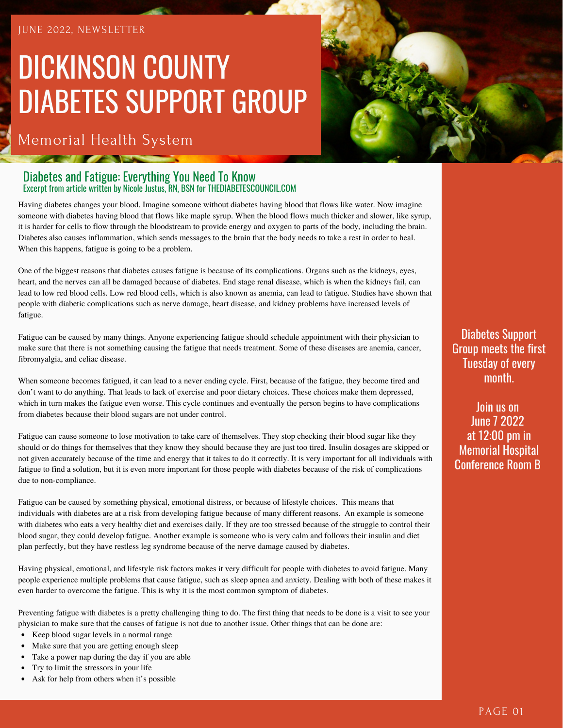JUNE 2022, NEWSLETTER

# DICKINSON COUNTY DIABETES SUPPORT GROUP

Memorial Health System

## Diabetes and Fatigue: Everything You Need To Know

Excerpt from article written by Nicole Justus, RN, BSN for THEDIABETESCOUNCIL.COM

Having diabetes changes your blood. Imagine someone without diabetes having blood that flows like water. Now imagine someone with diabetes having blood that flows like maple syrup. When the blood flows much thicker and slower, like syrup, it is harder for cells to flow through the bloodstream to provide energy and oxygen to parts of the body, including the brain. Diabetes also causes inflammation, which sends messages to the brain that the body needs to take a rest in order to heal. When this happens, fatigue is going to be a problem.

One of the biggest reasons that diabetes causes fatigue is because of its complications. Organs such as the kidneys, eyes, heart, and the nerves can all be damaged because of diabetes. End stage renal disease, which is when the kidneys fail, can lead to low red blood cells. Low red blood cells, which is also known as anemia, can lead to fatigue. Studies have shown that people with diabetic complications such as nerve damage, heart disease, and kidney problems have increased levels of fatigue.

Fatigue can be caused by many things. Anyone experiencing fatigue should schedule appointment with their physician to make sure that there is not something causing the fatigue that needs treatment. Some of these diseases are anemia, cancer, fibromyalgia, and celiac disease.

When someone becomes fatigued, it can lead to a never ending cycle. First, because of the fatigue, they become tired and don't want to do anything. That leads to lack of exercise and poor dietary choices. These choices make them depressed, which in turn makes the fatigue even worse. This cycle continues and eventually the person begins to have complications from diabetes because their blood sugars are not under control.

Fatigue can cause someone to lose motivation to take care of themselves. They stop checking their blood sugar like they should or do things for themselves that they know they should because they are just too tired. Insulin dosages are skipped or not given accurately because of the time and energy that it takes to do it correctly. It is very important for all individuals with fatigue to find a solution, but it is even more important for those people with diabetes because of the risk of complications due to non-compliance.

Fatigue can be caused by something physical, emotional distress, or because of lifestyle choices. This means that individuals with diabetes are at a risk from developing fatigue because of many different reasons. An example is someone with diabetes who eats a very healthy diet and exercises daily. If they are too stressed because of the struggle to control their blood sugar, they could develop fatigue. Another example is someone who is very calm and follows their insulin and diet plan perfectly, but they have restless leg syndrome because of the nerve damage caused by diabetes.

Having physical, emotional, and lifestyle risk factors makes it very difficult for people with diabetes to avoid fatigue. Many people experience multiple problems that cause fatigue, such as sleep apnea and anxiety. Dealing with both of these makes it even harder to overcome the fatigue. This is why it is the most common symptom of diabetes.

Preventing fatigue with diabetes is a pretty challenging thing to do. The first thing that needs to be done is a visit to see your physician to make sure that the causes of fatigue is not due to another issue. Other things that can be done are:

- Keep blood sugar levels in a normal range
- Make sure that you are getting enough sleep
- Take a power nap during the day if you are able
- Try to limit the stressors in your life
- Ask for help from others when it's possible

Diabetes Support Group meets the first Tuesday of every month.

Join us on June 7 2022 at 12:00 pm in Memorial Hospital Conference Room B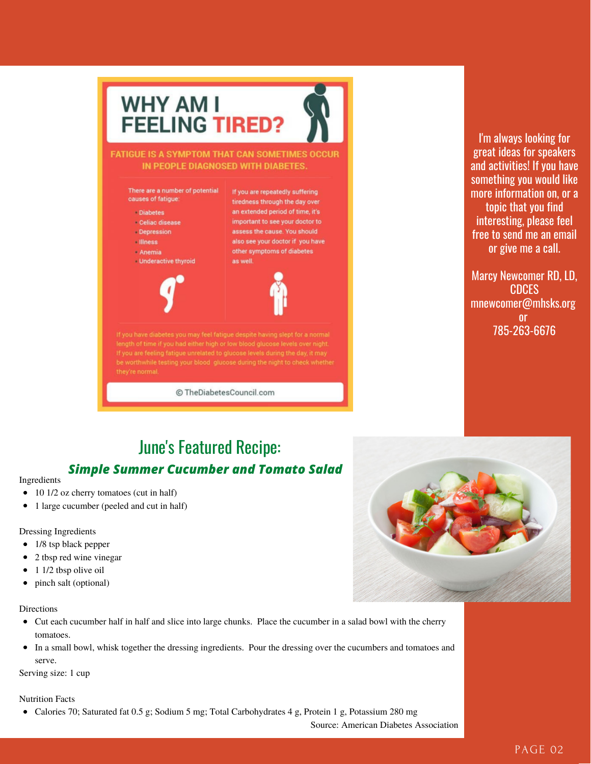# WHY AM I FEELING TIRED?

FATIGUE IS A SYMPTOM THAT CAN SOMETIMES OCCUR IN PEOPLE DIAGNOSED WITH DIABETES.

There are a number of potential causes of fatigue:

- Diabetes
- Celiac disease
- Depression
- Illness
- Anemia
- Underactive thyroid

If you are repeatedly suffering tiredness through the day over an extended period of time, it's important to see your doctor to assess the cause. You should also see your doctor if you have other symptoms of diabetes as well.

If you have diabetes you may feel fatigue despite having slept for a normal length of time if you had either high or low blood glucose levels over night. If you are feeling fatigue unrelated to glucose levels during the day, it may be worthwhile testing your blood glucose during the night to check whether they're normal.

© TheDiabetesCouncil.com

I'm always looking for great ideas for speakers and activities! If you have something you would like more information on, or a topic that you find interesting, please feel free to send me an email or give me a call.

Marcy Newcomer RD, LD, CDCES
mnewcomer@mhsks.org
or
785-263-6676

## June's Featured Recipe:

### *Simple Summer Cucumber and Tomato Salad*

Ingredients

- 10 1/2 oz cherry tomatoes (cut in half)
- 1 large cucumber (peeled and cut in half)

Dressing Ingredients

- 1/8 tsp black pepper
- 2 tbsp red wine vinegar
- 1 1/2 tbsp olive oil
- pinch salt (optional)

Directions

- Cut each cucumber half in half and slice into large chunks. Place the cucumber in a salad bowl with the cherry tomatoes.
- In a small bowl, whisk together the dressing ingredients. Pour the dressing over the cucumbers and tomatoes and serve.

Serving size: 1 cup

Nutrition Facts

- Calories 70; Saturated fat 0.5 g; Sodium 5 mg; Total Carbohydrates 4 g, Protein 1 g, Potassium 280 mg

Source: American Diabetes Association